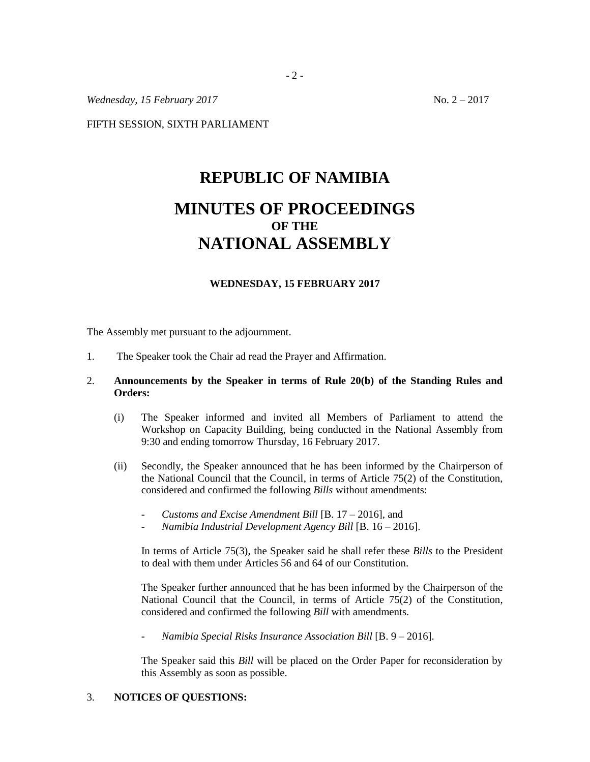*Wednesday, 15 February 2017* No. 2 – 2017

FIFTH SESSION, SIXTH PARLIAMENT

# REPUBLIC OF NAMIBIA

# MINUTES OF PROCEEDINGS
## OF THE
# NATIONAL ASSEMBLY

**WEDNESDAY, 15 FEBRUARY 2017**

The Assembly met pursuant to the adjournment.

1. The Speaker took the Chair ad read the Prayer and Affirmation.

2. **Announcements by the Speaker in terms of Rule 20(b) of the Standing Rules and Orders:**

   (i) The Speaker informed and invited all Members of Parliament to attend the Workshop on Capacity Building, being conducted in the National Assembly from 9:30 and ending tomorrow Thursday, 16 February 2017.

   (ii) Secondly, the Speaker announced that he has been informed by the Chairperson of the National Council that the Council, in terms of Article 75(2) of the Constitution, considered and confirmed the following *Bills* without amendments:

   - *Customs and Excise Amendment Bill* [B. 17 – 2016], and
   - *Namibia Industrial Development Agency Bill* [B. 16 – 2016].

   In terms of Article 75(3), the Speaker said he shall refer these *Bills* to the President to deal with them under Articles 56 and 64 of our Constitution.

   The Speaker further announced that he has been informed by the Chairperson of the National Council that the Council, in terms of Article 75(2) of the Constitution, considered and confirmed the following *Bill* with amendments.

   - *Namibia Special Risks Insurance Association Bill* [B. 9 – 2016].

   The Speaker said this *Bill* will be placed on the Order Paper for reconsideration by this Assembly as soon as possible.

3. **NOTICES OF QUESTIONS:**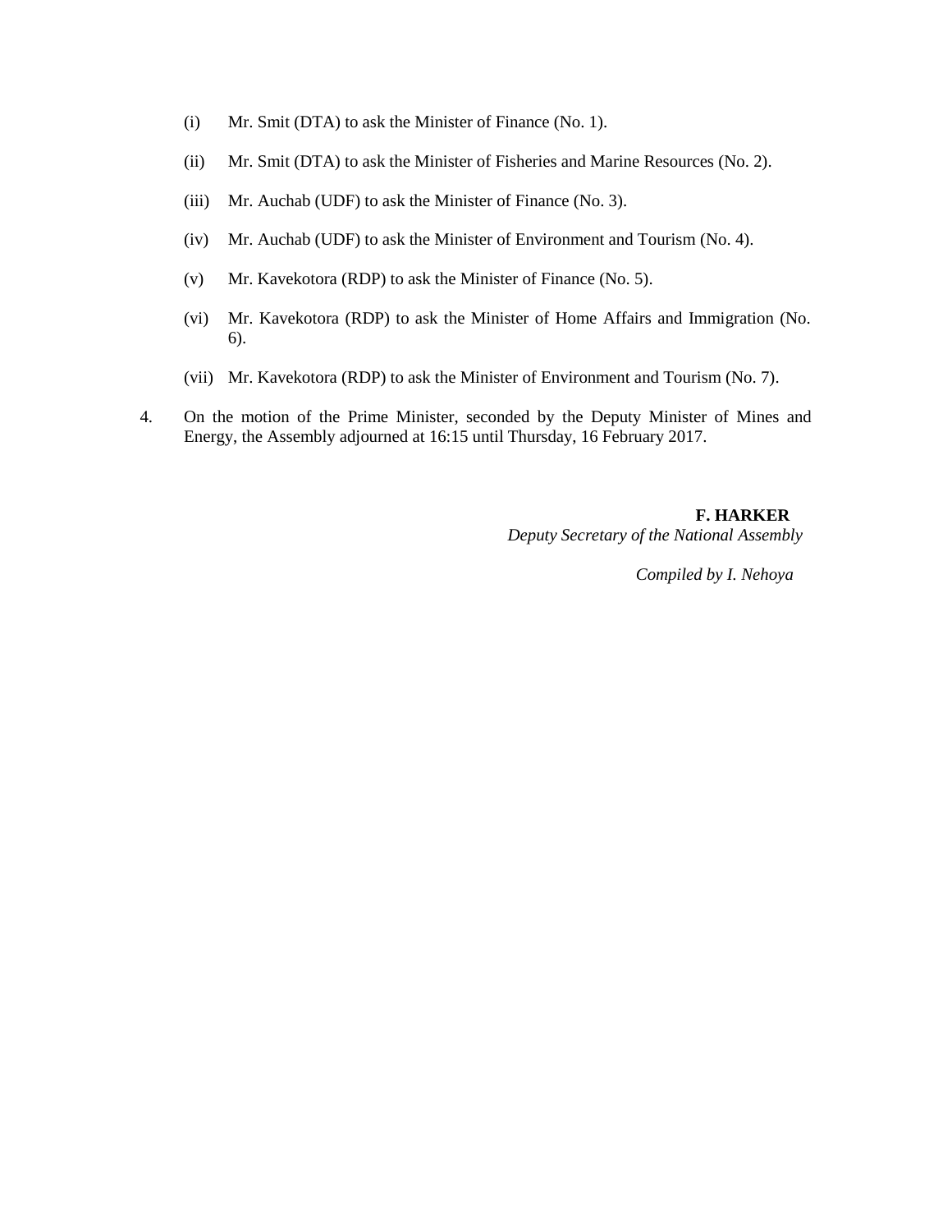(i) Mr. Smit (DTA) to ask the Minister of Finance (No. 1).

(ii) Mr. Smit (DTA) to ask the Minister of Fisheries and Marine Resources (No. 2).

(iii) Mr. Auchab (UDF) to ask the Minister of Finance (No. 3).

(iv) Mr. Auchab (UDF) to ask the Minister of Environment and Tourism (No. 4).

(v) Mr. Kavekotora (RDP) to ask the Minister of Finance (No. 5).

(vi) Mr. Kavekotora (RDP) to ask the Minister of Home Affairs and Immigration (No. 6).

(vii) Mr. Kavekotora (RDP) to ask the Minister of Environment and Tourism (No. 7).

4. On the motion of the Prime Minister, seconded by the Deputy Minister of Mines and Energy, the Assembly adjourned at 16:15 until Thursday, 16 February 2017.

**F. HARKER**
*Deputy Secretary of the National Assembly*

*Compiled by I. Nehoya*